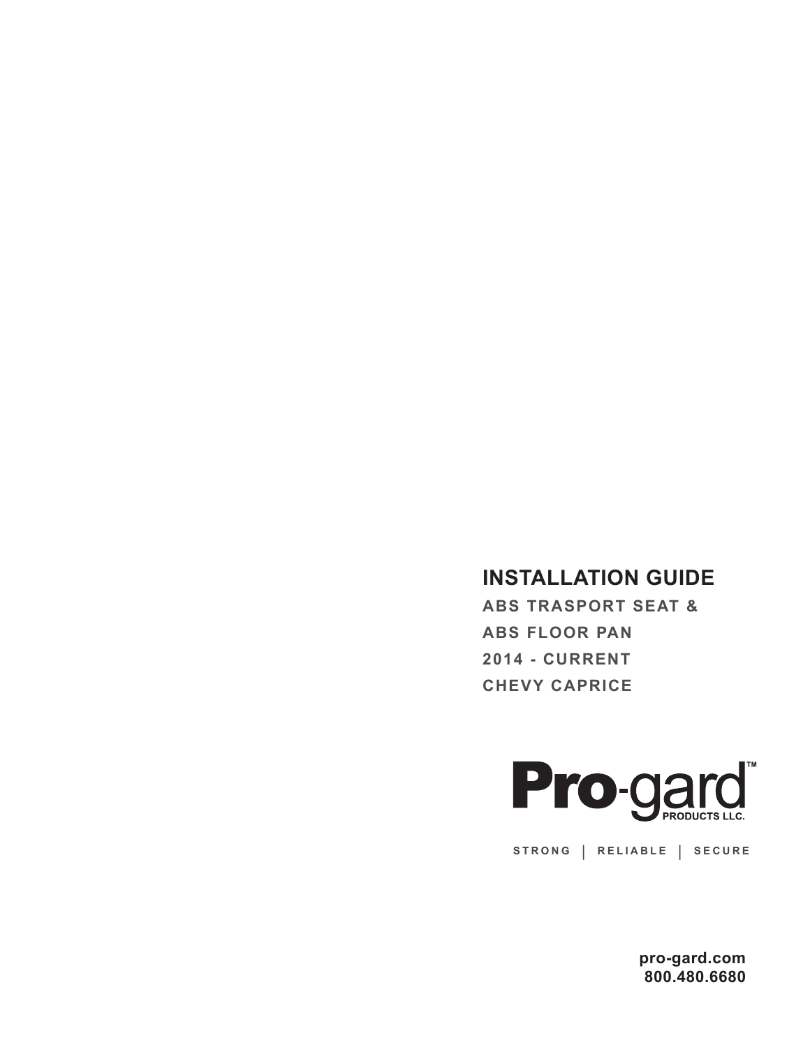# INSTALLATION GUIDE

**ABS TRASPORT SEAT &**

**ABS FLOOR PAN**

**2014 - CURRENT**

**CHEVY CAPRICE**

**Pro-gard™ PRODUCTS LLC.**

STRONG | RELIABLE | SECURE

**pro-gard.com**
**800.480.6680**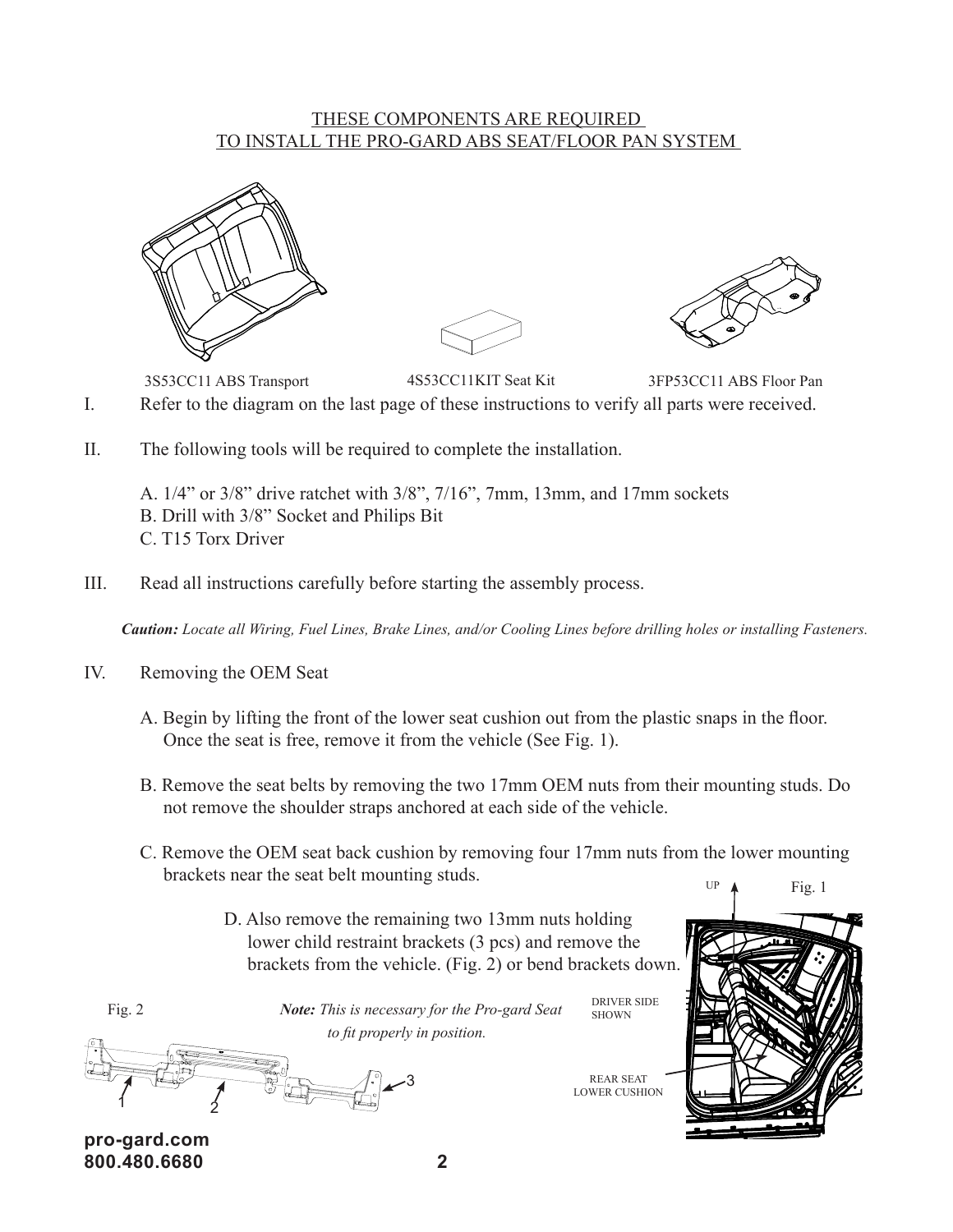THESE COMPONENTS ARE REQUIRED
TO INSTALL THE PRO-GARD ABS SEAT/FLOOR PAN SYSTEM

3S53CC11 ABS Transport

4S53CC11KIT Seat Kit

3FP53CC11 ABS Floor Pan

I. Refer to the diagram on the last page of these instructions to verify all parts were received.

II. The following tools will be required to complete the installation.

A. 1/4” or 3/8” drive ratchet with 3/8”, 7/16”, 7mm, 13mm, and 17mm sockets
B. Drill with 3/8” Socket and Philips Bit
C. T15 Torx Driver

III. Read all instructions carefully before starting the assembly process.

***Caution:*** *Locate all Wiring, Fuel Lines, Brake Lines, and/or Cooling Lines before drilling holes or installing Fasteners.*

IV. Removing the OEM Seat

A. Begin by lifting the front of the lower seat cushion out from the plastic snaps in the floor. Once the seat is free, remove it from the vehicle (See Fig. 1).

B. Remove the seat belts by removing the two 17mm OEM nuts from their mounting studs. Do not remove the shoulder straps anchored at each side of the vehicle.

C. Remove the OEM seat back cushion by removing four 17mm nuts from the lower mounting brackets near the seat belt mounting studs.

D. Also remove the remaining two 13mm nuts holding lower child restraint brackets (3 pcs) and remove the brackets from the vehicle. (Fig. 2) or bend brackets down.

***Note:*** *This is necessary for the Pro-gard Seat to fit properly in position.*

Fig. 1

UP

DRIVER SIDE SHOWN

REAR SEAT LOWER CUSHION

Fig. 2

1 2 3

pro-gard.com
800.480.6680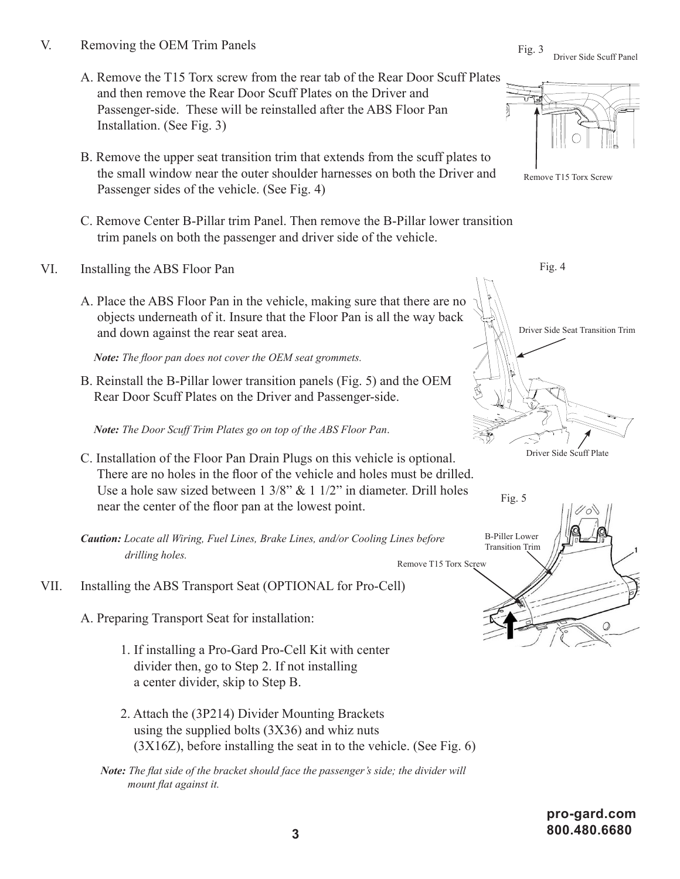## V. Removing the OEM Trim Panels

A. Remove the T15 Torx screw from the rear tab of the Rear Door Scuff Plates and then remove the Rear Door Scuff Plates on the Driver and Passenger-side. These will be reinstalled after the ABS Floor Pan Installation. (See Fig. 3)

B. Remove the upper seat transition trim that extends from the scuff plates to the small window near the outer shoulder harnesses on both the Driver and Passenger sides of the vehicle. (See Fig. 4)

C. Remove Center B-Pillar trim Panel. Then remove the B-Pillar lower transition trim panels on both the passenger and driver side of the vehicle.

Fig. 3 Driver Side Scuff Panel

Remove T15 Torx Screw

Fig. 4

Driver Side Seat Transition Trim

Driver Side Scuff Plate

## VI. Installing the ABS Floor Pan

A. Place the ABS Floor Pan in the vehicle, making sure that there are no objects underneath of it. Insure that the Floor Pan is all the way back and down against the rear seat area.

***Note:*** *The floor pan does not cover the OEM seat grommets.*

B. Reinstall the B-Pillar lower transition panels (Fig. 5) and the OEM Rear Door Scuff Plates on the Driver and Passenger-side.

***Note:*** *The Door Scuff Trim Plates go on top of the ABS Floor Pan.*

C. Installation of the Floor Pan Drain Plugs on this vehicle is optional. There are no holes in the floor of the vehicle and holes must be drilled. Use a hole saw sized between 1 3/8” & 1 1/2” in diameter. Drill holes near the center of the floor pan at the lowest point.

***Caution:*** *Locate all Wiring, Fuel Lines, Brake Lines, and/or Cooling Lines before drilling holes.*

Fig. 5

B-Piller Lower Transition Trim

Remove T15 Torx Screw

## VII. Installing the ABS Transport Seat (OPTIONAL for Pro-Cell)

A. Preparing Transport Seat for installation:

1. If installing a Pro-Gard Pro-Cell Kit with center divider then, go to Step 2. If not installing a center divider, skip to Step B.

2. Attach the (3P214) Divider Mounting Brackets using the supplied bolts (3X36) and whiz nuts (3X16Z), before installing the seat in to the vehicle. (See Fig. 6)

***Note:*** *The flat side of the bracket should face the passenger’s side; the divider will mount flat against it.*

**pro-gard.com**
**800.480.6680**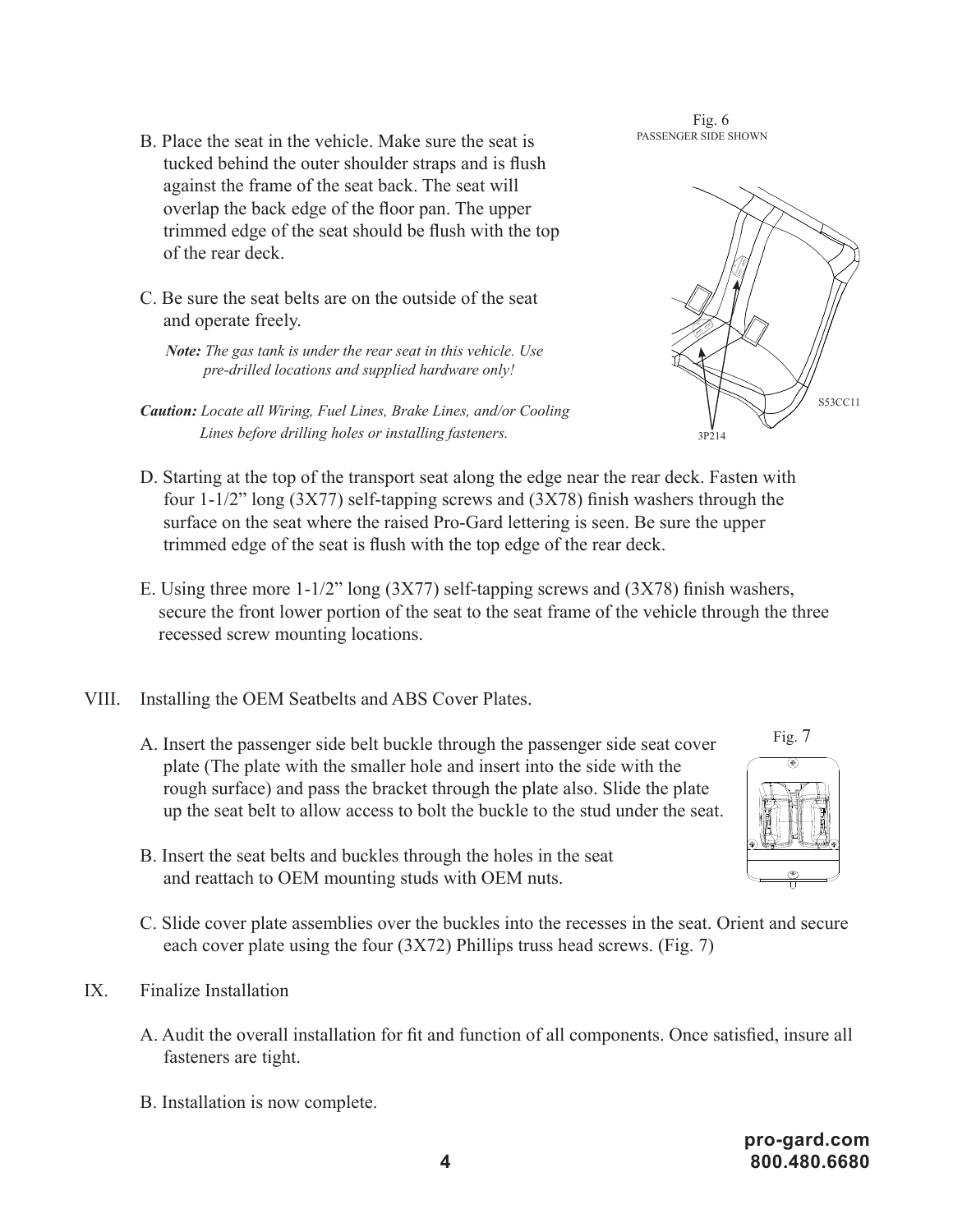Fig. 6
PASSENGER SIDE SHOWN

B. Place the seat in the vehicle. Make sure the seat is tucked behind the outer shoulder straps and is flush against the frame of the seat back. The seat will overlap the back edge of the floor pan. The upper trimmed edge of the seat should be flush with the top of the rear deck.

C. Be sure the seat belts are on the outside of the seat and operate freely.

***Note:*** *The gas tank is under the rear seat in this vehicle. Use pre-drilled locations and supplied hardware only!*

***Caution:*** *Locate all Wiring, Fuel Lines, Brake Lines, and/or Cooling Lines before drilling holes or installing fasteners.*

S53CC11

3P214

D. Starting at the top of the transport seat along the edge near the rear deck. Fasten with four 1-1/2" long (3X77) self-tapping screws and (3X78) finish washers through the surface on the seat where the raised Pro-Gard lettering is seen. Be sure the upper trimmed edge of the seat is flush with the top edge of the rear deck.

E. Using three more 1-1/2" long (3X77) self-tapping screws and (3X78) finish washers, secure the front lower portion of the seat to the seat frame of the vehicle through the three recessed screw mounting locations.

VIII. Installing the OEM Seatbelts and ABS Cover Plates.

A. Insert the passenger side belt buckle through the passenger side seat cover plate (The plate with the smaller hole and insert into the side with the rough surface) and pass the bracket through the plate also. Slide the plate up the seat belt to allow access to bolt the buckle to the stud under the seat.

Fig. 7

B. Insert the seat belts and buckles through the holes in the seat and reattach to OEM mounting studs with OEM nuts.

C. Slide cover plate assemblies over the buckles into the recesses in the seat. Orient and secure each cover plate using the four (3X72) Phillips truss head screws. (Fig. 7)

IX. Finalize Installation

A. Audit the overall installation for fit and function of all components. Once satisfied, insure all fasteners are tight.

B. Installation is now complete.

**pro-gard.com**
**800.480.6680**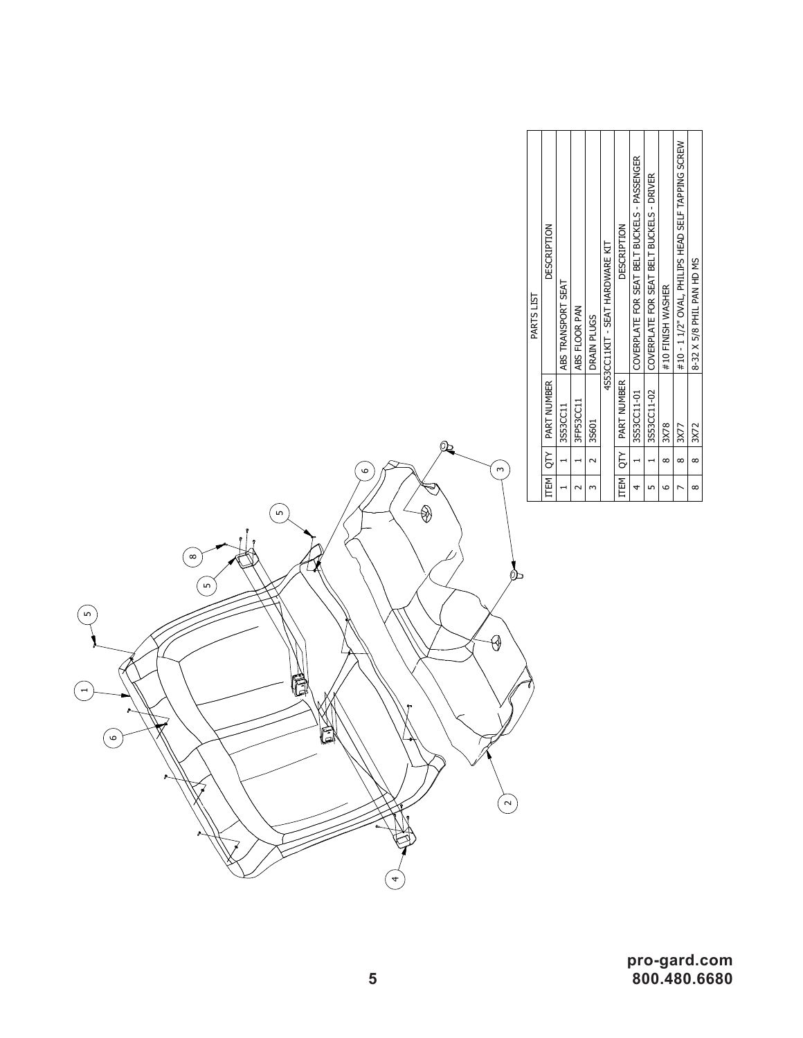| PARTS LIST | | | |
|---|---|---|---|
| ITEM | QTY | PART NUMBER | DESCRIPTION |
| 1 | 1 | 3S53CC11 | ABS TRANSPORT SEAT |
| 2 | 1 | 3FP53CC11 | ABS FLOOR PAN |
| 3 | 2 | 3S601 | DRAIN PLUGS |
| 4S53CC11KIT - SEAT HARDWARE KIT | | | |
| ITEM | QTY | PART NUMBER | DESCRIPTION |
| 4 | 1 | 3S53CC11-01 | COVERPLATE FOR SEAT BELT BUCKELS - PASSENGER |
| 5 | 1 | 3S53CC11-02 | COVERPLATE FOR SEAT BELT BUCKELS - DRIVER |
| 6 | 8 | 3X78 | #10 FINISH WASHER |
| 7 | 8 | 3X77 | #10 - 1 1/2" OVAL, PHILIPS HEAD SELF TAPPING SCREW |
| 8 | 8 | 3X72 | 8-32 X 5/8 PHIL PAN HD MS |

1
2
3
4
5
6
8

**pro-gard.com**
**800.480.6680**